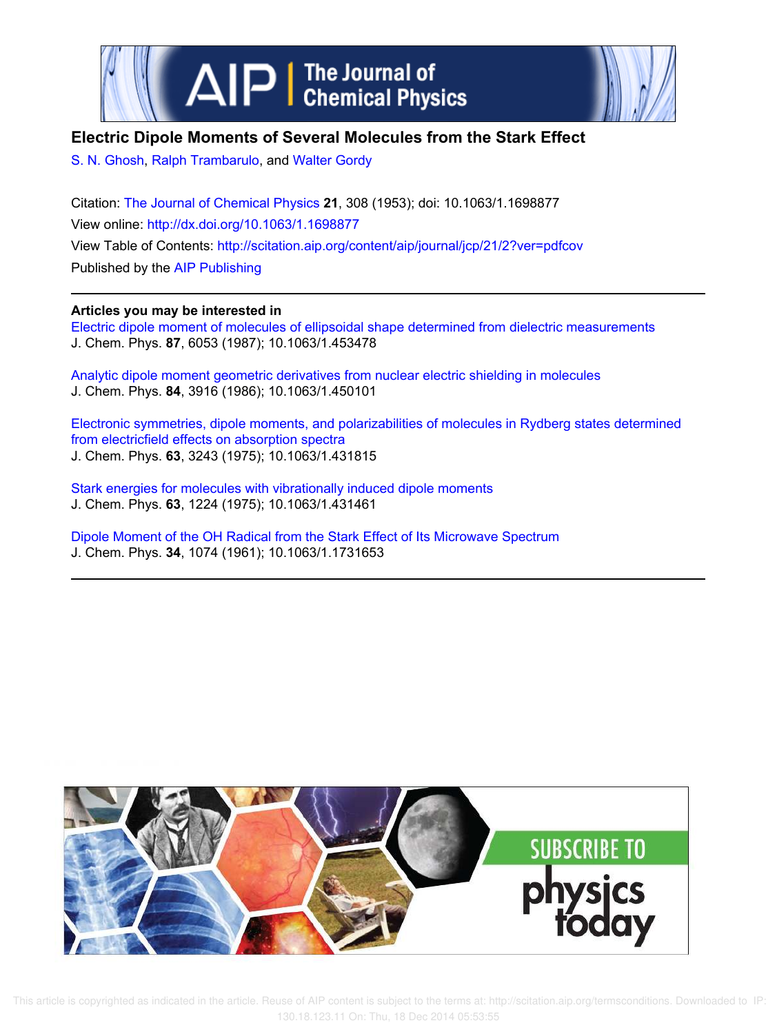# Electric Dipole Moments of Several Molecules from the Stark Effect

S. N. Ghosh, Ralph Trambarulo, and Walter Gordy

Citation: The Journal of Chemical Physics **21**, 308 (1953); doi: 10.1063/1.1698877

View online: http://dx.doi.org/10.1063/1.1698877

View Table of Contents: http://scitation.aip.org/content/aip/journal/jcp/21/2?ver=pdfcov

Published by the AIP Publishing

**Articles you may be interested in**

Electric dipole moment of molecules of ellipsoidal shape determined from dielectric measurements
J. Chem. Phys. **87**, 6053 (1987); 10.1063/1.453478

Analytic dipole moment geometric derivatives from nuclear electric shielding in molecules
J. Chem. Phys. **84**, 3916 (1986); 10.1063/1.450101

Electronic symmetries, dipole moments, and polarizabilities of molecules in Rydberg states determined from electricfield effects on absorption spectra
J. Chem. Phys. **63**, 3243 (1975); 10.1063/1.431815

Stark energies for molecules with vibrationally induced dipole moments
J. Chem. Phys. **63**, 1224 (1975); 10.1063/1.431461

Dipole Moment of the OH Radical from the Stark Effect of Its Microwave Spectrum
J. Chem. Phys. **34**, 1074 (1961); 10.1063/1.1731653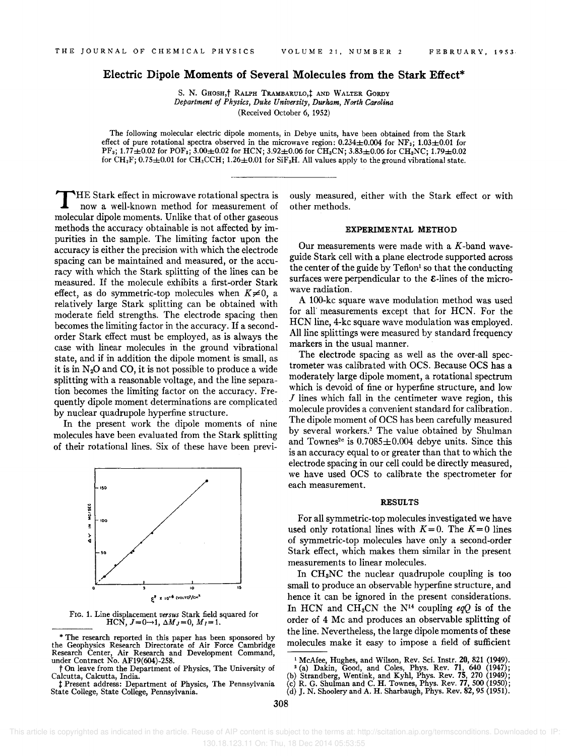# Electric Dipole Moments of Several Molecules from the Stark Effect*

S. N. Ghosh,† Ralph Trambarulo,‡ and Walter Gordy

*Department of Physics, Duke University, Durham, North Carolina*

(Received October 6, 1952)

The following molecular electric dipole moments, in Debye units, have been obtained from the Stark effect of pure rotational spectra observed in the microwave region: 0.234±0.004 for $NF_3$; 1.03±0.01 for $PF_3$; 1.77±0.02 for $POF_3$; 3.00±0.02 for HCN; 3.92±0.06 for $CH_3CN$; 3.83±0.06 for $CH_3NC$; 1.79±0.02 for $CH_3F$; 0.75±0.01 for $CH_3CCH$; 1.26±0.01 for $SiF_3H$. All values apply to the ground vibrational state.

---

The Stark effect in microwave rotational spectra is now a well-known method for measurement of molecular dipole moments. Unlike that of other gaseous methods the accuracy obtainable is not affected by impurities in the sample. The limiting factor upon the accuracy is either the precision with which the electrode spacing can be maintained and measured, or the accuracy with which the Stark splitting of the lines can be measured. If the molecule exhibits a first-order Stark effect, as do symmetric-top molecules when $K\neq 0$, a relatively large Stark splitting can be obtained with moderate field strengths. The electrode spacing then becomes the limiting factor in the accuracy. If a second-order Stark effect must be employed, as is always the case with linear molecules in the ground vibrational state, and if in addition the dipole moment is small, as it is in $N_2O$ and CO, it is not possible to produce a wide splitting with a reasonable voltage, and the line separation becomes the limiting factor on the accuracy. Frequently dipole moment determinations are complicated by nuclear quadrupole hyperfine structure.

In the present work the dipole moments of nine molecules have been evaluated from the Stark splitting of their rotational lines. Six of these have been previously measured, either with the Stark effect or with other methods.

Fig. 1. Line displacement *versus* Stark field squared for HCN, $J=0\rightarrow 1$, $\Delta M_J=0$, $M_I=1$.

## EXPERIMENTAL METHOD

Our measurements were made with a *K*-band waveguide Stark cell with a plane electrode supported across the center of the guide by Teflon[1] so that the conducting surfaces were perpendicular to the $\mathcal{E}$-lines of the microwave radiation.

A 100-kc square wave modulation method was used for all measurements except that for HCN. For the HCN line, 4-kc square wave modulation was employed. All line splittings were measured by standard frequency markers in the usual manner.

The electrode spacing as well as the over-all spectrometer was calibrated with OCS. Because OCS has a moderately large dipole moment, a rotational spectrum which is devoid of fine or hyperfine structure, and low $J$ lines which fall in the centimeter wave region, this molecule provides a convenient standard for calibration. The dipole moment of OCS has been carefully measured by several workers.[2] The value obtained by Shulman and Townes[2c] is 0.7085±0.004 debye units. Since this is an accuracy equal to or greater than that to which the electrode spacing in our cell could be directly measured, we have used OCS to calibrate the spectrometer for each measurement.

## RESULTS

For all symmetric-top molecules investigated we have used only rotational lines with $K=0$. The $K=0$ lines of symmetric-top molecules have only a second-order Stark effect, which makes them similar in the present measurements to linear molecules.

In $CH_3NC$ the nuclear quadrupole coupling is too small to produce an observable hyperfine structure, and hence it can be ignored in the present considerations. In HCN and $CH_3CN$ the $N^{14}$ coupling $eqQ$ is of the order of 4 Mc and produces an observable splitting of the line. Nevertheless, the large dipole moments of these molecules make it easy to impose a field of sufficient

---

\* The research reported in this paper has been sponsored by the Geophysics Research Directorate of Air Force Cambridge Research Center, Air Research and Development Command, under Contract No. AF19(604)-258.

† On leave from the Department of Physics, The University of Calcutta, Calcutta, India.

‡ Present address: Department of Physics, The Pennsylvania State College, State College, Pennsylvania.

[1] McAfee, Hughes, and Wilson, Rev. Sci. Instr. **20**, 821 (1949).

[2] (a) Dakin, Good, and Coles, Phys. Rev. **71**, 640 (1947); (b) Strandberg, Wentink, and Kyhl, Phys. Rev. **75**, 270 (1949); (c) R. G. Shulman and C. H. Townes, Phys. Rev. **77**, 500 (1950); (d) J. N. Shoolery and A. H. Sharbaugh, Phys. Rev. **82**, 95 (1951).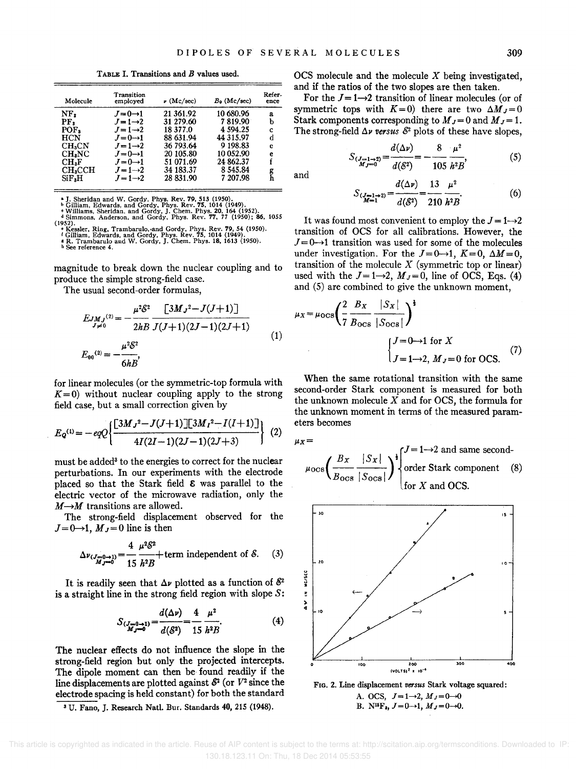TABLE I. Transitions and B values used.

| Molecule | Transition employed | $\nu$ (Mc/sec) | $B_0$ (Mc/sec) | Reference |
|---|---|---|---|---|
| $NF_3$ | $J=0\rightarrow1$ | 21 361.92 | 10 680.96 | a |
| $PF_3$ | $J=1\rightarrow2$ | 31 279.60 | 7 819.90 | b |
| $POF_3$ | $J=1\rightarrow2$ | 18 377.0 | 4 594.25 | c |
| HCN | $J=0\rightarrow1$ | 88 631.94 | 44 315.97 | d |
| $CH_3CN$ | $J=1\rightarrow2$ | 36 793.64 | 9 198.83 | e |
| $CH_3NC$ | $J=0\rightarrow1$ | 20 105.80 | 10 052.90 | e |
| $CH_3F$ | $J=0\rightarrow1$ | 51 071.69 | 24 862.37 | f |
| $CH_3CCH$ | $J=1\rightarrow2$ | 34 183.37 | 8 545.84 | g |
| $SiF_3H$ | $J=1\rightarrow2$ | 28 831.90 | 7 207.98 | h |

[a] J. Sheridan and W. Gordy, Phys. Rev. 79, 513 (1950).
[b] Gilliam, Edwards, and Gordy, Phys. Rev. 75, 1014 (1949).
[c] Williams, Sheridan, and Gordy, J. Chem. Phys. 20, 164 (1952).
[d] Simmons, Anderson, and Gordy, Phys. Rev. 77, 77 (1950); 86, 1055 (1952).
[e] Kessler, Ring, Trambarulo, and Gordy, Phys. Rev. 79, 54 (1950).
[f] Gilliam, Edwards, and Gordy, Phys. Rev. 75, 1014 (1949).
[g] R. Trambarulo and W. Gordy, J. Chem. Phys. 18, 1613 (1950).
[h] See reference 4.

magnitude to break down the nuclear coupling and to produce the simple strong-field case.

The usual second-order formulas,

$$E_{JM_J}^{(2)}{}_{J\neq0}=-\frac{\mu^2\mathcal{E}^2}{2hB}\frac{[3M_J^2-J(J+1)]}{J(J+1)(2J-1)(2J+1)}$$
$$E_{00}^{(2)}=-\frac{\mu^2\mathcal{E}^2}{6hB}, \tag{1}$$

for linear molecules (or the symmetric-top formula with $K=0$) without nuclear coupling apply to the strong field case, but a small correction given by

$$E_Q^{(1)}=-eqQ\left\{\frac{[3M_J^2-J(J+1)][3M_I^2-I(I+1)]}{4I(2I-1)(2J-1)(2J+3)}\right\} \tag{2}$$

must be added[3] to the energies to correct for the nuclear perturbations. In our experiments with the electrode placed so that the Stark field $\mathcal{E}$ was parallel to the electric vector of the microwave radiation, only the $M\rightarrow M$ transitions are allowed.

The strong-field displacement observed for the $J=0\rightarrow1$, $M_J=0$ line is then

$$\Delta\nu_{(J=0\rightarrow1)\,M_J=0}=\frac{4}{15}\frac{\mu^2\mathcal{E}^2}{h^2B}+\text{term independent of }\mathcal{E}. \tag{3}$$

It is readily seen that $\Delta\nu$ plotted as a function of $\mathcal{E}^2$ is a straight line in the strong field region with slope $S$:

$$S_{(J=0\rightarrow1)\,M_J=0}=\frac{d(\Delta\nu)}{d(\mathcal{E}^2)}=\frac{4}{15}\frac{\mu^2}{h^2B}. \tag{4}$$

The nuclear effects do not influence the slope in the strong-field region but only the projected intercepts. The dipole moment can then be found readily if the line displacements are plotted against $\mathcal{E}^2$ (or $V^2$ since the electrode spacing is held constant) for both the standard OCS molecule and the molecule $X$ being investigated, and if the ratios of the two slopes are then taken.

[3] U. Fano, J. Research Natl. Bur. Standards 40, 215 (1948).

For the $J=1\rightarrow2$ transition of linear molecules (or of symmetric tops with $K=0$) there are two $\Delta M_J=0$ Stark components corresponding to $M_J=0$ and $M_J=1$. The strong-field $\Delta\nu$ *versus* $\mathcal{E}^2$ plots of these have slopes,

$$S_{(J=1\rightarrow2)\,M_J=0}=\frac{d(\Delta\nu)}{d(\mathcal{E}^2)}=-\frac{8}{105}\frac{\mu^2}{h^2B}, \tag{5}$$

and

$$S_{(J=1\rightarrow2)\,M=1}=\frac{d(\Delta\nu)}{d(\mathcal{E}^2)}=\frac{13}{210}\frac{\mu^2}{h^2B}. \tag{6}$$

It was found most convenient to employ the $J=1\rightarrow2$ transition of OCS for all calibrations. However, the $J=0\rightarrow1$ transition was used for some of the molecules under investigation. For the $J=0\rightarrow1$, $K=0$, $\Delta M=0$, transition of the molecule $X$ (symmetric top or linear) used with the $J=1\rightarrow2$, $M_J=0$, line of OCS, Eqs. (4) and (5) are combined to give the unknown moment,

$$\mu_X=\mu_{\text{OCS}}\left(\frac{2}{7}\frac{B_X}{B_{\text{OCS}}}\frac{|S_X|}{|S_{\text{OCS}}|}\right)^{\frac{1}{2}}\quad\begin{cases}J=0\rightarrow1\text{ for }X\\ J=1\rightarrow2,\ M_J=0\text{ for OCS.}\end{cases} \tag{7}$$

When the same rotational transition with the same second-order Stark component is measured for both the unknown molecule $X$ and for OCS, the formula for the unknown moment in terms of the measured parameters becomes

$$\mu_X=\mu_{\text{OCS}}\left(\frac{B_X}{B_{\text{OCS}}}\frac{|S_X|}{|S_{\text{OCS}}|}\right)^{\frac{1}{2}}\quad\begin{cases}J=1\rightarrow2\text{ and same second-}\\ \text{order Stark component}\\ \text{for }X\text{ and OCS.}\end{cases} \tag{8}$$

FIG. 2. Line displacement *versus* Stark voltage squared:
A. OCS, $J=1\rightarrow2$, $M_J=0\rightarrow0$
B. $N^{15}F_3$, $J=0\rightarrow1$, $M_J=0\rightarrow0$.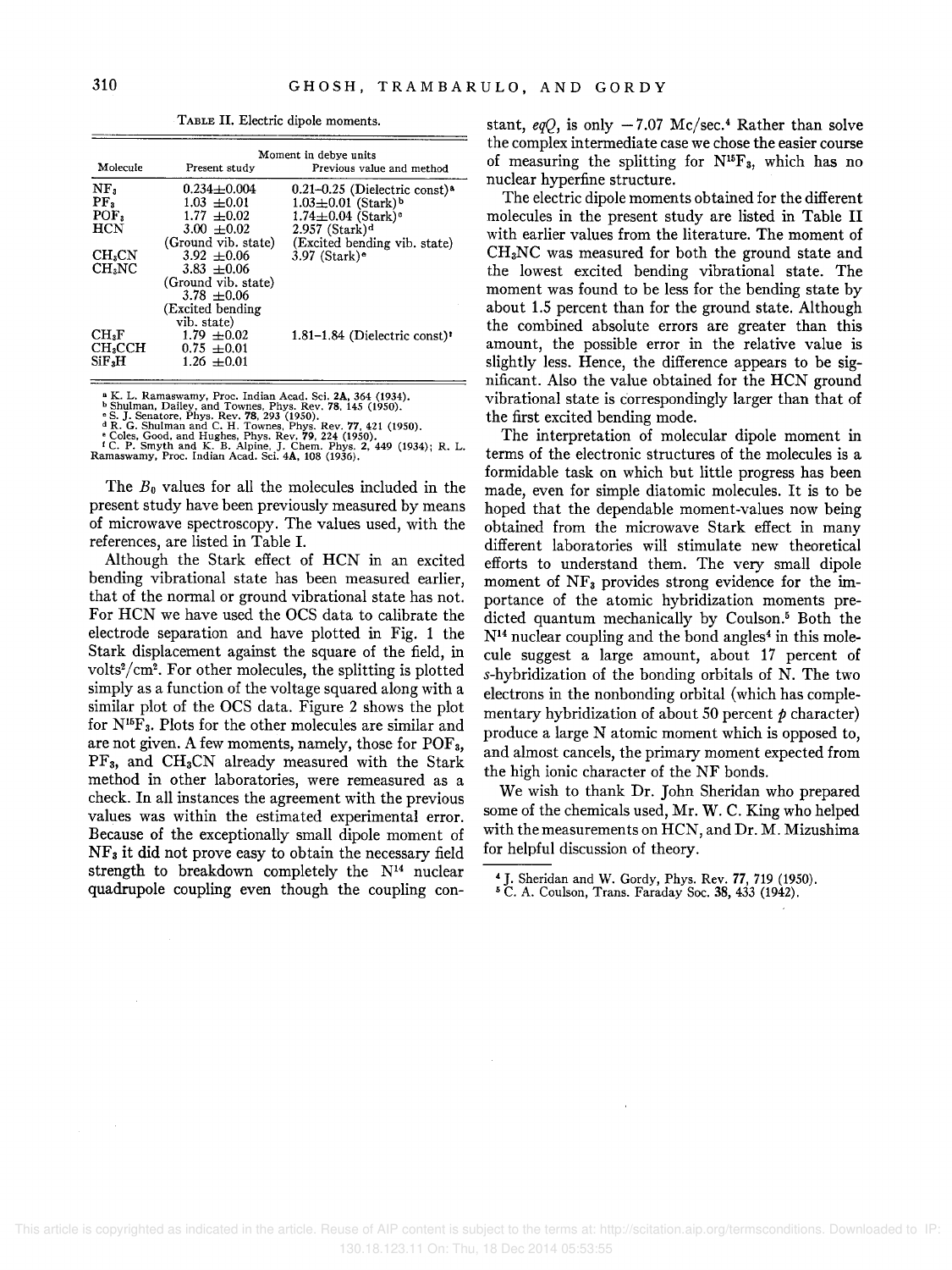TABLE II. Electric dipole moments.

| Molecule | Moment in debye units | |
|---|---|---|
| | Present study | Previous value and method |
| $NF_3$ | 0.234±0.004 | 0.21–0.25 (Dielectric const)[a] |
| $PF_3$ | 1.03 ±0.01 | 1.03±0.01 (Stark)[b] |
| $POF_3$ | 1.77 ±0.02 | 1.74±0.04 (Stark)[c] |
| HCN | 3.00 ±0.02 (Ground vib. state) | 2.957 (Stark)[d] (Excited bending vib. state) |
| $CH_3CN$ | 3.92 ±0.06 | 3.97 (Stark)[e] |
| $CH_3NC$ | 3.83 ±0.06 (Ground vib. state) 3.78 ±0.06 (Excited bending vib. state) | |
| $CH_3F$ | 1.79 ±0.02 | 1.81–1.84 (Dielectric const)[f] |
| $CH_3CCH$ | 0.75 ±0.01 | |
| $SiF_3H$ | 1.26 ±0.01 | |

[a] K. L. Ramaswamy, Proc. Indian Acad. Sci. 2A, 364 (1934).
[b] Shulman, Dailey, and Townes, Phys. Rev. 78, 145 (1950).
[c] S. J. Senatore, Phys. Rev. 78, 293 (1950).
[d] R. G. Shulman and C. H. Townes, Phys. Rev. 77, 421 (1950).
[e] Coles, Good, and Hughes, Phys. Rev. 79, 224 (1950).
[f] C. P. Smyth and K. B. Alpine, J. Chem. Phys. 2, 449 (1934); R. L. Ramaswamy, Proc. Indian Acad. Sci. 4A, 108 (1936).

The $B_0$ values for all the molecules included in the present study have been previously measured by means of microwave spectroscopy. The values used, with the references, are listed in Table I.

Although the Stark effect of HCN in an excited bending vibrational state has been measured earlier, that of the normal or ground vibrational state has not. For HCN we have used the OCS data to calibrate the electrode separation and have plotted in Fig. 1 the Stark displacement against the square of the field, in volts$^2$/cm$^2$. For other molecules, the splitting is plotted simply as a function of the voltage squared along with a similar plot of the OCS data. Figure 2 shows the plot for $N^{15}F_3$. Plots for the other molecules are similar and are not given. A few moments, namely, those for $POF_3$, $PF_3$, and $CH_3CN$ already measured with the Stark method in other laboratories, were remeasured as a check. In all instances the agreement with the previous values was within the estimated experimental error. Because of the exceptionally small dipole moment of $NF_3$ it did not prove easy to obtain the necessary field strength to breakdown completely the $N^{14}$ nuclear quadrupole coupling even though the coupling constant, $eqQ$, is only $-7.07$ Mc/sec.[4] Rather than solve the complex intermediate case we chose the easier course of measuring the splitting for $N^{15}F_3$, which has no nuclear hyperfine structure.

The electric dipole moments obtained for the different molecules in the present study are listed in Table II with earlier values from the literature. The moment of $CH_3NC$ was measured for both the ground state and the lowest excited bending vibrational state. The moment was found to be less for the bending state by about 1.5 percent than for the ground state. Although the combined absolute errors are greater than this amount, the possible error in the relative value is slightly less. Hence, the difference appears to be significant. Also the value obtained for the HCN ground vibrational state is correspondingly larger than that of the first excited bending mode.

The interpretation of molecular dipole moment in terms of the electronic structures of the molecules is a formidable task on which but little progress has been made, even for simple diatomic molecules. It is to be hoped that the dependable moment-values now being obtained from the microwave Stark effect in many different laboratories will stimulate new theoretical efforts to understand them. The very small dipole moment of $NF_3$ provides strong evidence for the importance of the atomic hybridization moments predicted quantum mechanically by Coulson.[5] Both the $N^{14}$ nuclear coupling and the bond angles[4] in this molecule suggest a large amount, about 17 percent of $s$-hybridization of the bonding orbitals of N. The two electrons in the nonbonding orbital (which has complementary hybridization of about 50 percent $p$ character) produce a large N atomic moment which is opposed to, and almost cancels, the primary moment expected from the high ionic character of the NF bonds.

We wish to thank Dr. John Sheridan who prepared some of the chemicals used, Mr. W. C. King who helped with the measurements on HCN, and Dr. M. Mizushima for helpful discussion of theory.

[4] J. Sheridan and W. Gordy, Phys. Rev. 77, 719 (1950).
[5] C. A. Coulson, Trans. Faraday Soc. 38, 433 (1942).